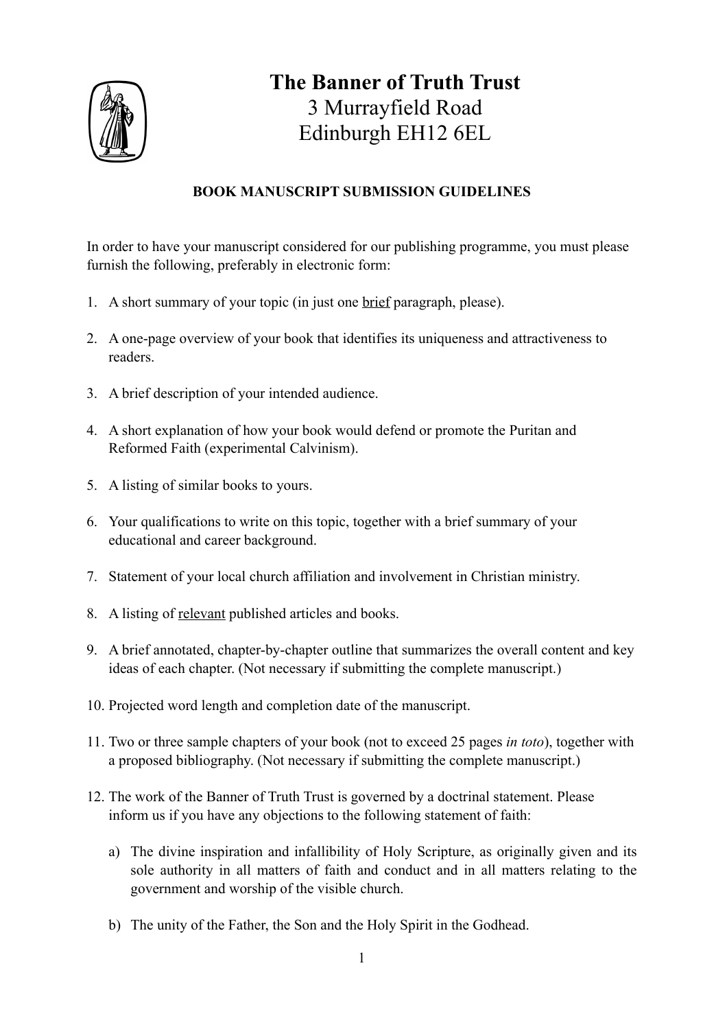# The Banner of Truth Trust

3 Murrayfield Road
Edinburgh EH12 6EL

## BOOK MANUSCRIPT SUBMISSION GUIDELINES

In order to have your manuscript considered for our publishing programme, you must please furnish the following, preferably in electronic form:

1. A short summary of your topic (in just one brief paragraph, please).

2. A one-page overview of your book that identifies its uniqueness and attractiveness to readers.

3. A brief description of your intended audience.

4. A short explanation of how your book would defend or promote the Puritan and Reformed Faith (experimental Calvinism).

5. A listing of similar books to yours.

6. Your qualifications to write on this topic, together with a brief summary of your educational and career background.

7. Statement of your local church affiliation and involvement in Christian ministry.

8. A listing of relevant published articles and books.

9. A brief annotated, chapter-by-chapter outline that summarizes the overall content and key ideas of each chapter. (Not necessary if submitting the complete manuscript.)

10. Projected word length and completion date of the manuscript.

11. Two or three sample chapters of your book (not to exceed 25 pages *in toto*), together with a proposed bibliography. (Not necessary if submitting the complete manuscript.)

12. The work of the Banner of Truth Trust is governed by a doctrinal statement. Please inform us if you have any objections to the following statement of faith:

    a) The divine inspiration and infallibility of Holy Scripture, as originally given and its sole authority in all matters of faith and conduct and in all matters relating to the government and worship of the visible church.

    b) The unity of the Father, the Son and the Holy Spirit in the Godhead.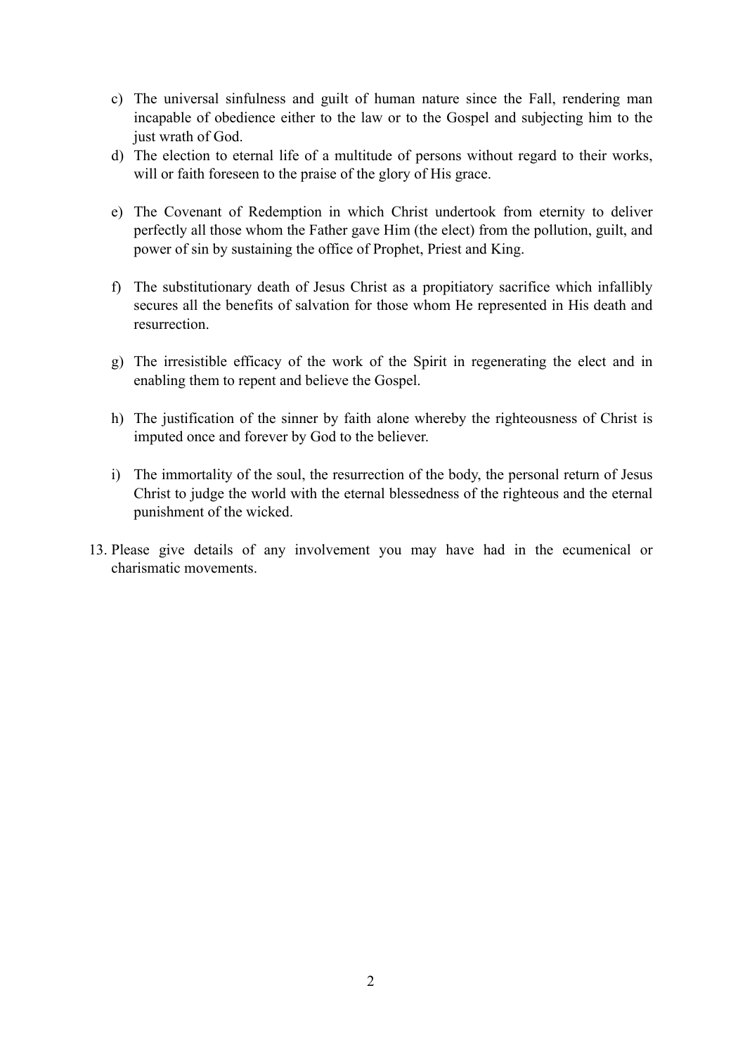c) The universal sinfulness and guilt of human nature since the Fall, rendering man incapable of obedience either to the law or to the Gospel and subjecting him to the just wrath of God.

d) The election to eternal life of a multitude of persons without regard to their works, will or faith foreseen to the praise of the glory of His grace.

e) The Covenant of Redemption in which Christ undertook from eternity to deliver perfectly all those whom the Father gave Him (the elect) from the pollution, guilt, and power of sin by sustaining the office of Prophet, Priest and King.

f) The substitutionary death of Jesus Christ as a propitiatory sacrifice which infallibly secures all the benefits of salvation for those whom He represented in His death and resurrection.

g) The irresistible efficacy of the work of the Spirit in regenerating the elect and in enabling them to repent and believe the Gospel.

h) The justification of the sinner by faith alone whereby the righteousness of Christ is imputed once and forever by God to the believer.

i) The immortality of the soul, the resurrection of the body, the personal return of Jesus Christ to judge the world with the eternal blessedness of the righteous and the eternal punishment of the wicked.

13. Please give details of any involvement you may have had in the ecumenical or charismatic movements.